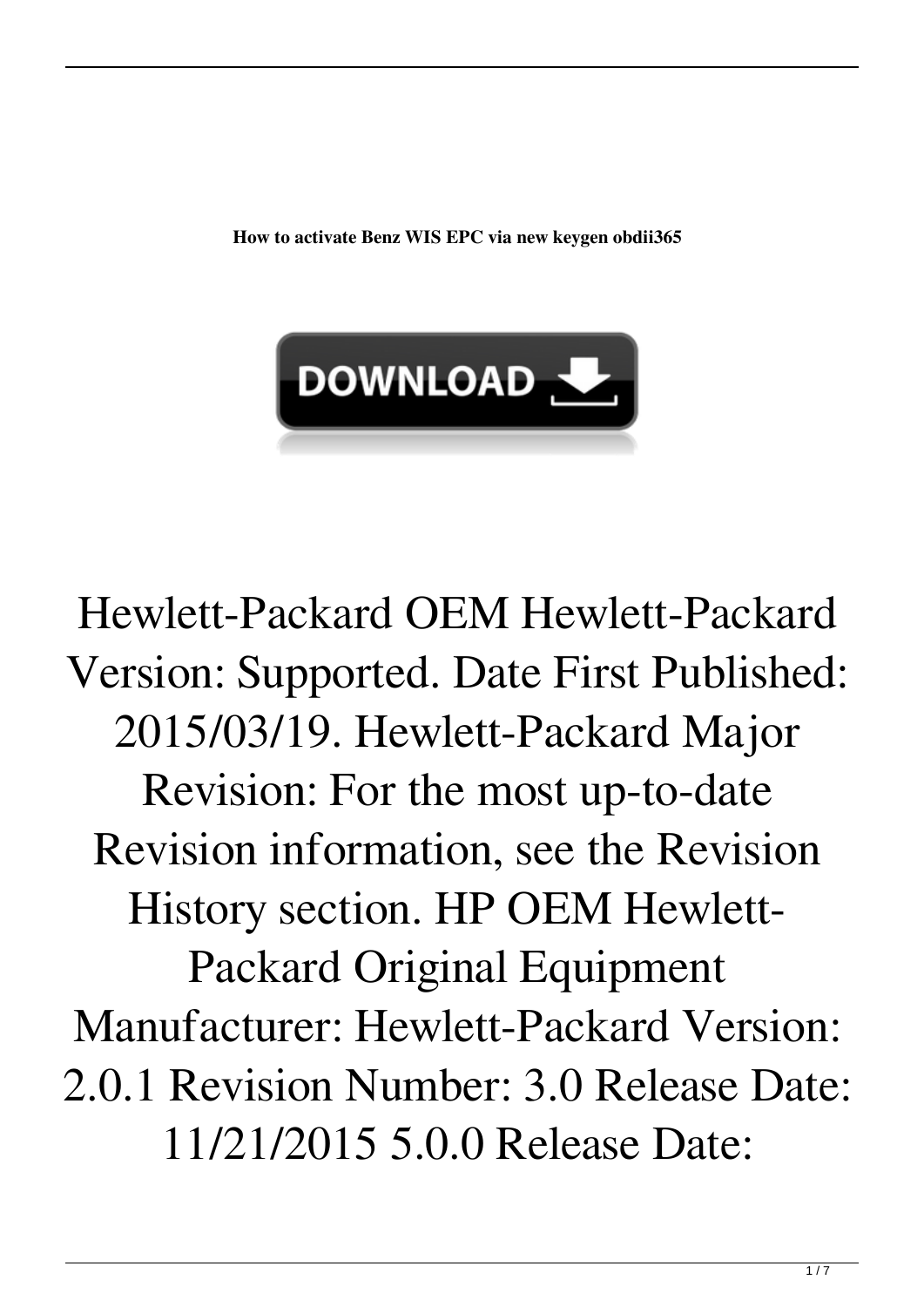**How to activate Benz WIS EPC via new keygen obdii365**

DOWNLOAD

Hewlett-Packard OEM Hewlett-Packard Version: Supported. Date First Published: 2015/03/19. Hewlett-Packard Major Revision: For the most up-to-date Revision information, see the Revision History section. HP OEM Hewlett-Packard Original Equipment Manufacturer: Hewlett-Packard Version: 2.0.1 Revision Number: 3.0 Release Date: 11/21/2015 5.0.0 Release Date: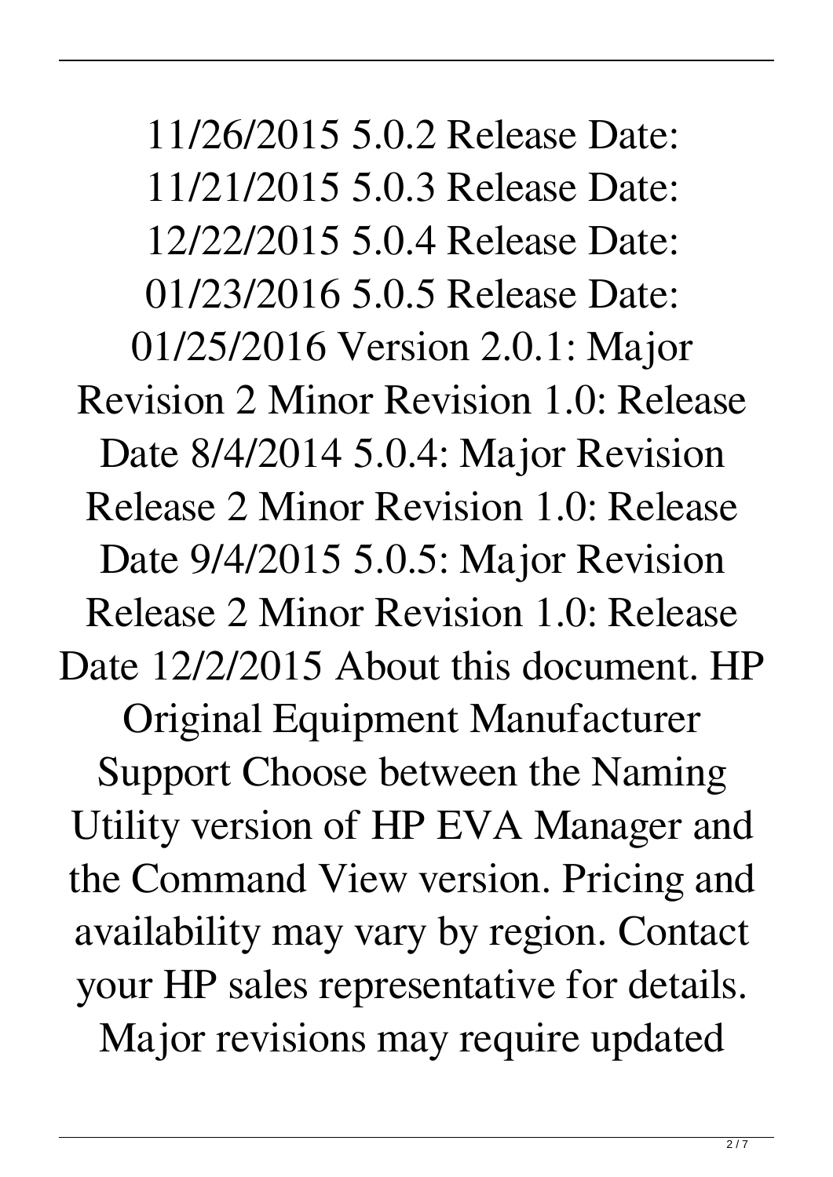11/26/2015 5.0.2 Release Date: 11/21/2015 5.0.3 Release Date: 12/22/2015 5.0.4 Release Date: 01/23/2016 5.0.5 Release Date: 01/25/2016 Version 2.0.1: Major Revision 2 Minor Revision 1.0: Release Date 8/4/2014 5.0.4: Major Revision Release 2 Minor Revision 1.0: Release Date 9/4/2015 5.0.5: Major Revision Release 2 Minor Revision 1.0: Release Date 12/2/2015 About this document. HP Original Equipment Manufacturer Support Choose between the Naming Utility version of HP EVA Manager and the Command View version. Pricing and availability may vary by region. Contact your HP sales representative for details. Major revisions may require updated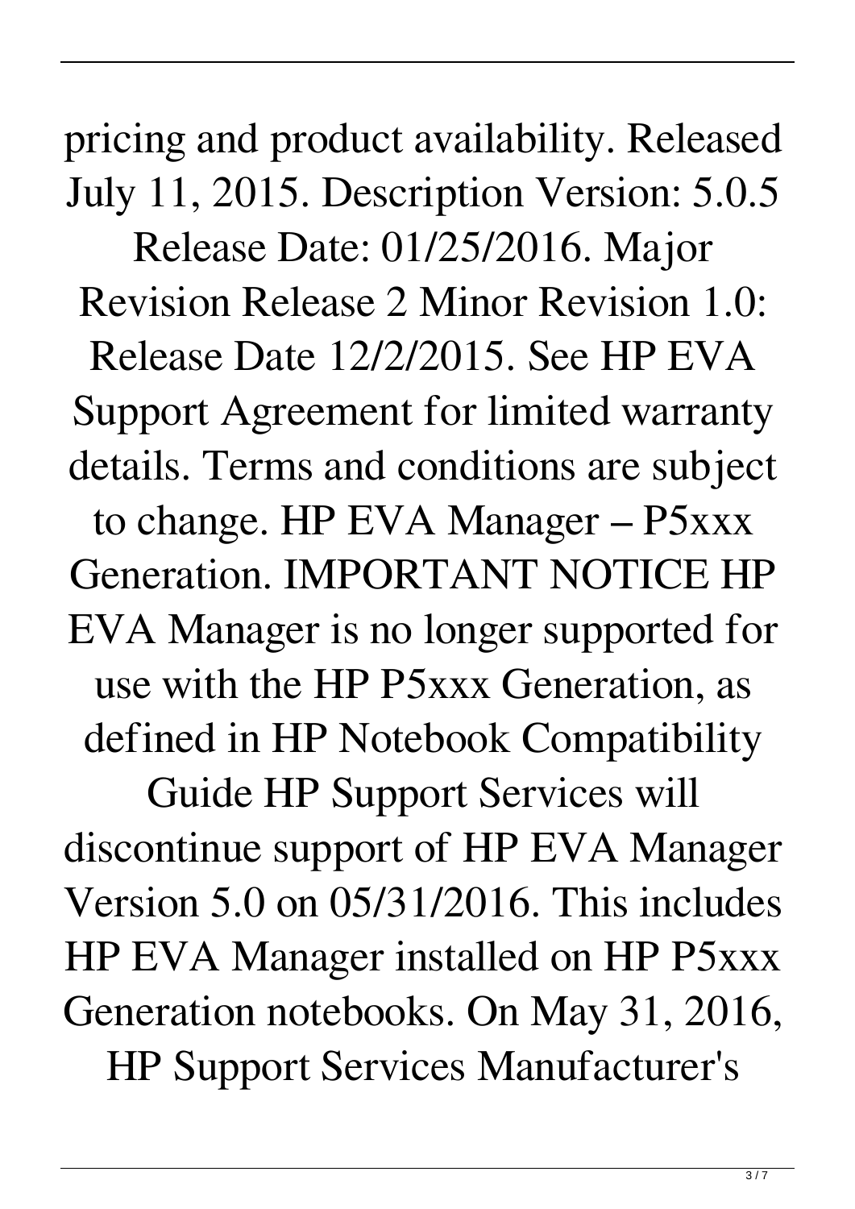pricing and product availability. Released July 11, 2015. Description Version: 5.0.5 Release Date: 01/25/2016. Major Revision Release 2 Minor Revision 1.0: Release Date 12/2/2015. See HP EVA Support Agreement for limited warranty details. Terms and conditions are subject to change. HP EVA Manager – P5xxx Generation. IMPORTANT NOTICE HP EVA Manager is no longer supported for use with the HP P5xxx Generation, as defined in HP Notebook Compatibility Guide HP Support Services will discontinue support of HP EVA Manager Version 5.0 on 05/31/2016. This includes HP EVA Manager installed on HP P5xxx Generation notebooks. On May 31, 2016, HP Support Services Manufacturer's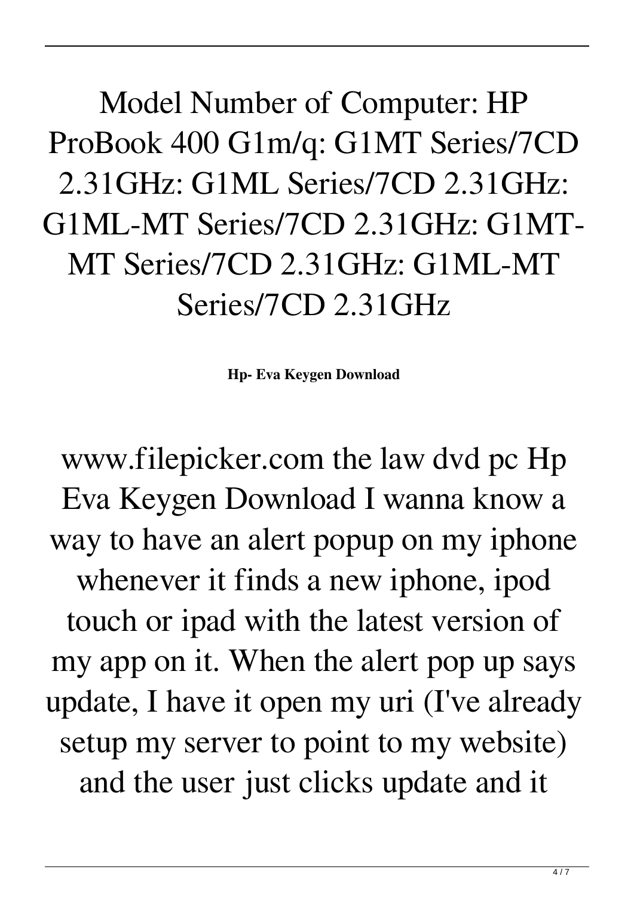Model Number of Computer: HP ProBook 400 G1m/q: G1MT Series/7CD 2.31GHz: G1ML Series/7CD 2.31GHz: G1ML-MT Series/7CD 2.31GHz: G1MT-MT Series/7CD 2.31GHz: G1ML-MT Series/7CD 2.31GHz

**Hp- Eva Keygen Download**

www.filepicker.com the law dvd pc Hp Eva Keygen Download I wanna know a way to have an alert popup on my iphone whenever it finds a new iphone, ipod touch or ipad with the latest version of my app on it. When the alert pop up says update, I have it open my uri (I've already setup my server to point to my website) and the user just clicks update and it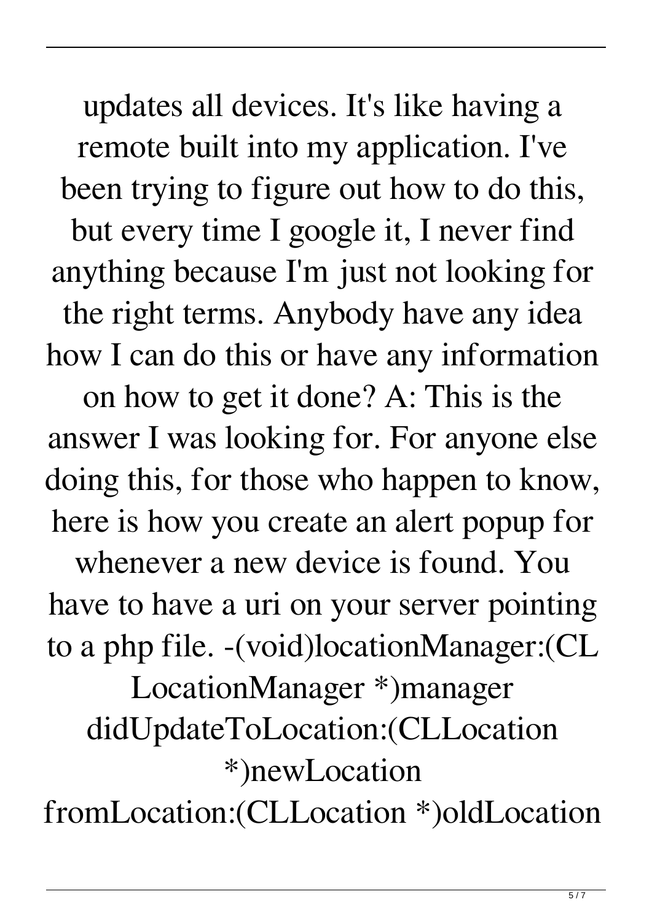updates all devices. It's like having a remote built into my application. I've been trying to figure out how to do this, but every time I google it, I never find anything because I'm just not looking for the right terms. Anybody have any idea how I can do this or have any information on how to get it done? A: This is the answer I was looking for. For anyone else doing this, for those who happen to know, here is how you create an alert popup for whenever a new device is found. You have to have a uri on your server pointing to a php file. -(void)locationManager:(CLLocationManager *)manager didUpdateToLocation:(CLLocation *)newLocation fromLocation:(CLLocation *)oldLocation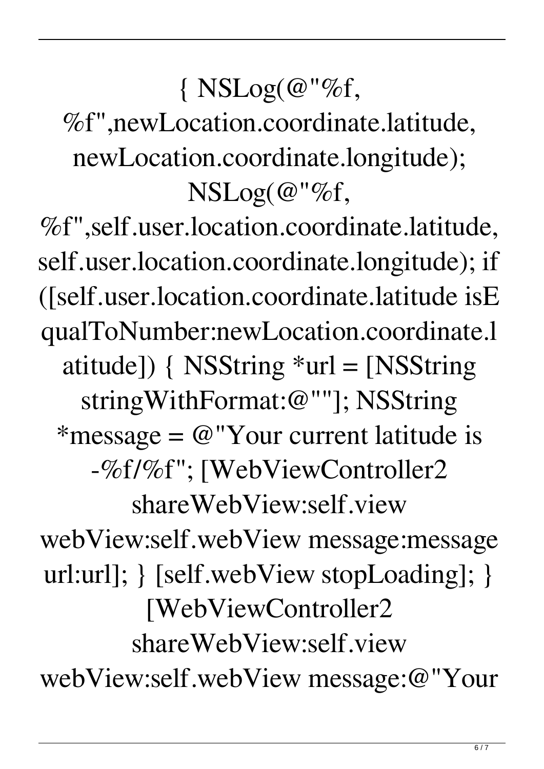{ NSLog(@"%f, %f",newLocation.coordinate.latitude, newLocation.coordinate.longitude); NSLog(@"%f, %f",self.user.location.coordinate.latitude, self.user.location.coordinate.longitude); if ([self.user.location.coordinate.latitude isEqualToNumber:newLocation.coordinate.latitude]) { NSString *url = [NSString stringWithFormat:@""]; NSString *message = @"Your current latitude is -%f/%f"; [WebViewController2 shareWebView:self.view webView:self.webView message:message url:url]; } [self.webView stopLoading]; } [WebViewController2 shareWebView:self.view webView:self.webView message:@"Your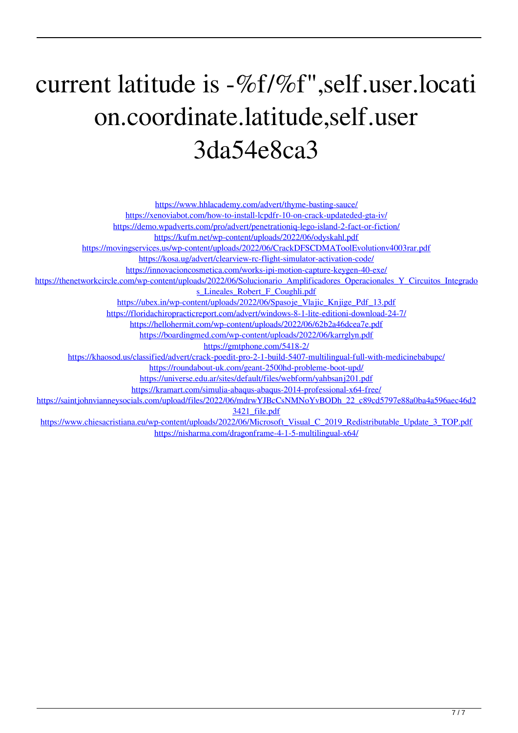# current latitude is -%f/%f",self.user.location.coordinate.latitude,self.user 3da54e8ca3

https://www.hhlacademy.com/advert/thyme-basting-sauce/
https://xenoviabot.com/how-to-install-lcpdfr-10-on-crack-updateded-gta-iv/
https://demo.wpadverts.com/pro/advert/penetrationiq-lego-island-2-fact-or-fiction/
https://kufm.net/wp-content/uploads/2022/06/odyskahl.pdf
https://movingservices.us/wp-content/uploads/2022/06/CrackDFSCDMAToolEvolutionv4003rar.pdf
https://kosa.ug/advert/clearview-rc-flight-simulator-activation-code/
https://innovacioncosmetica.com/works-ipi-motion-capture-keygen-40-exe/
https://thenetworkcircle.com/wp-content/uploads/2022/06/Solucionario_Amplificadores_Operacionales_Y_Circuitos_Integrados_Lineales_Robert_F_Coughli.pdf
https://ubex.in/wp-content/uploads/2022/06/Spasoje_Vlajic_Knjige_Pdf_13.pdf
https://floridachiropracticreport.com/advert/windows-8-1-lite-editioni-download-24-7/
https://hellohermit.com/wp-content/uploads/2022/06/62b2a46dcea7e.pdf
https://boardingmed.com/wp-content/uploads/2022/06/karrglyn.pdf
https://gmtphone.com/5418-2/
https://khaosod.us/classified/advert/crack-poedit-pro-2-1-build-5407-multilingual-full-with-medicinebabupc/
https://roundabout-uk.com/geant-2500hd-probleme-boot-upd/
https://universe.edu.ar/sites/default/files/webform/yahbsanj201.pdf
https://kramart.com/simulia-abaqus-abaqus-2014-professional-x64-free/
https://saintjohnvianneysocials.com/upload/files/2022/06/mdrwYJBcCsNMNoYvBODh_22_c89cd5797e88a0ba4a596aec46d23421_file.pdf
https://www.chiesacristiana.eu/wp-content/uploads/2022/06/Microsoft_Visual_C_2019_Redistributable_Update_3_TOP.pdf
https://nisharma.com/dragonframe-4-1-5-multilingual-x64/